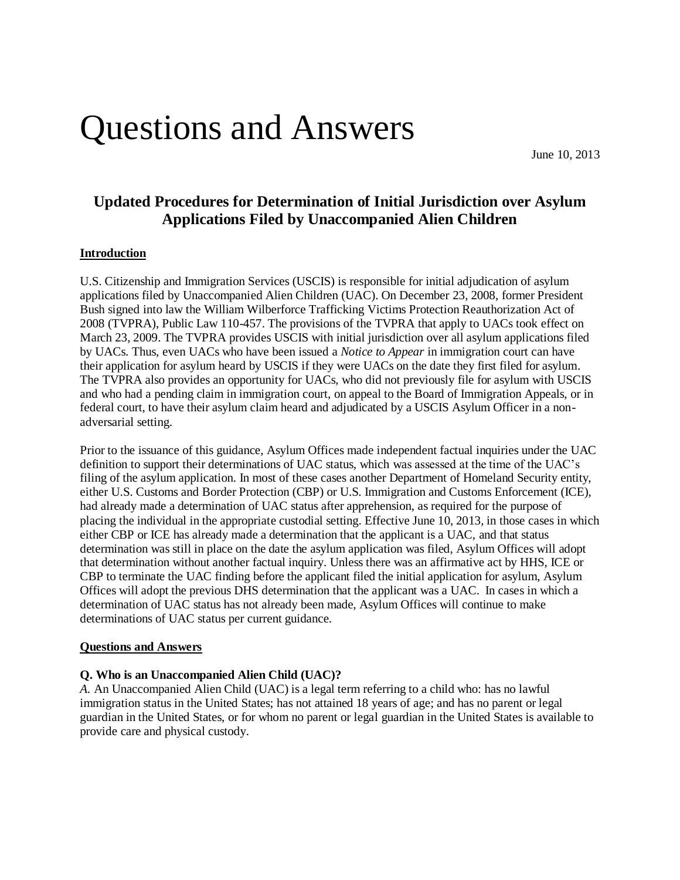# Questions and Answers

June 10, 2013

## Updated Procedures for Determination of Initial Jurisdiction over Asylum Applications Filed by Unaccompanied Alien Children

### Introduction

U.S. Citizenship and Immigration Services (USCIS) is responsible for initial adjudication of asylum applications filed by Unaccompanied Alien Children (UAC). On December 23, 2008, former President Bush signed into law the William Wilberforce Trafficking Victims Protection Reauthorization Act of 2008 (TVPRA), Public Law 110-457. The provisions of the TVPRA that apply to UACs took effect on March 23, 2009. The TVPRA provides USCIS with initial jurisdiction over all asylum applications filed by UACs. Thus, even UACs who have been issued a *Notice to Appear* in immigration court can have their application for asylum heard by USCIS if they were UACs on the date they first filed for asylum. The TVPRA also provides an opportunity for UACs, who did not previously file for asylum with USCIS and who had a pending claim in immigration court, on appeal to the Board of Immigration Appeals, or in federal court, to have their asylum claim heard and adjudicated by a USCIS Asylum Officer in a non-adversarial setting.

Prior to the issuance of this guidance, Asylum Offices made independent factual inquiries under the UAC definition to support their determinations of UAC status, which was assessed at the time of the UAC's filing of the asylum application. In most of these cases another Department of Homeland Security entity, either U.S. Customs and Border Protection (CBP) or U.S. Immigration and Customs Enforcement (ICE), had already made a determination of UAC status after apprehension, as required for the purpose of placing the individual in the appropriate custodial setting. Effective June 10, 2013, in those cases in which either CBP or ICE has already made a determination that the applicant is a UAC, and that status determination was still in place on the date the asylum application was filed, Asylum Offices will adopt that determination without another factual inquiry. Unless there was an affirmative act by HHS, ICE or CBP to terminate the UAC finding before the applicant filed the initial application for asylum, Asylum Offices will adopt the previous DHS determination that the applicant was a UAC. In cases in which a determination of UAC status has not already been made, Asylum Offices will continue to make determinations of UAC status per current guidance.

### Questions and Answers

**Q. Who is an Unaccompanied Alien Child (UAC)?**

*A.* An Unaccompanied Alien Child (UAC) is a legal term referring to a child who: has no lawful immigration status in the United States; has not attained 18 years of age; and has no parent or legal guardian in the United States, or for whom no parent or legal guardian in the United States is available to provide care and physical custody.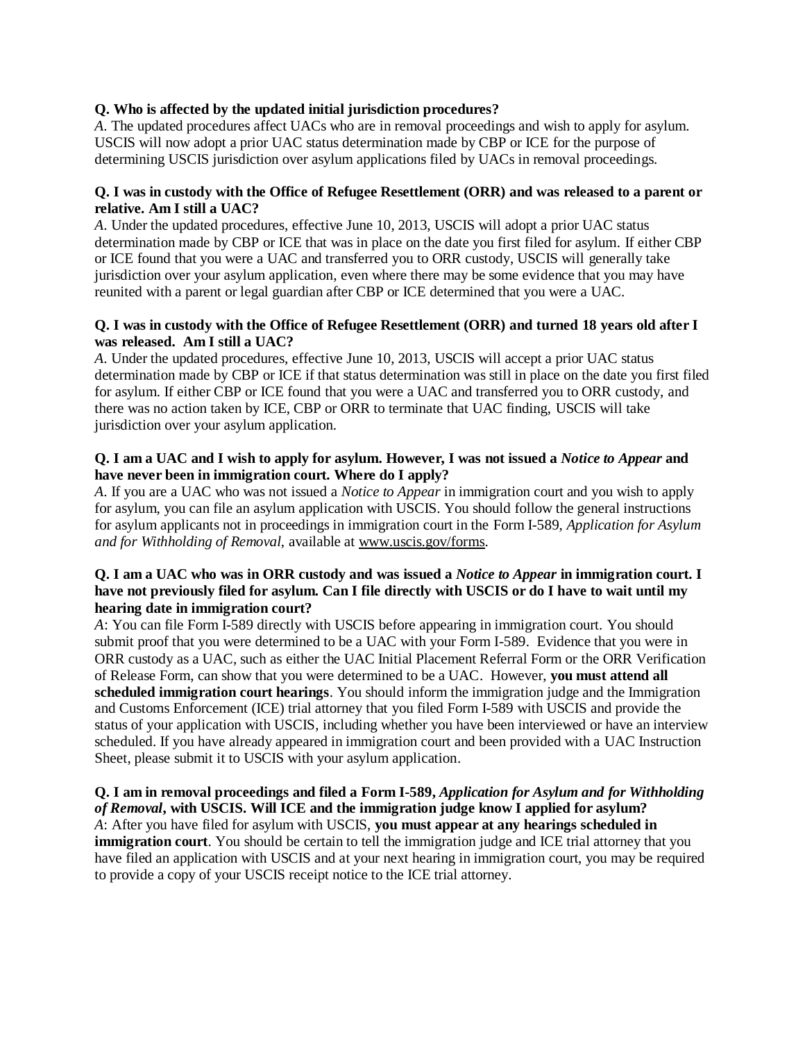**Q. Who is affected by the updated initial jurisdiction procedures?**

*A*. The updated procedures affect UACs who are in removal proceedings and wish to apply for asylum. USCIS will now adopt a prior UAC status determination made by CBP or ICE for the purpose of determining USCIS jurisdiction over asylum applications filed by UACs in removal proceedings.

**Q. I was in custody with the Office of Refugee Resettlement (ORR) and was released to a parent or relative. Am I still a UAC?**

*A*. Under the updated procedures, effective June 10, 2013, USCIS will adopt a prior UAC status determination made by CBP or ICE that was in place on the date you first filed for asylum. If either CBP or ICE found that you were a UAC and transferred you to ORR custody, USCIS will generally take jurisdiction over your asylum application, even where there may be some evidence that you may have reunited with a parent or legal guardian after CBP or ICE determined that you were a UAC.

**Q. I was in custody with the Office of Refugee Resettlement (ORR) and turned 18 years old after I was released. Am I still a UAC?**

*A*. Under the updated procedures, effective June 10, 2013, USCIS will accept a prior UAC status determination made by CBP or ICE if that status determination was still in place on the date you first filed for asylum. If either CBP or ICE found that you were a UAC and transferred you to ORR custody, and there was no action taken by ICE, CBP or ORR to terminate that UAC finding, USCIS will take jurisdiction over your asylum application.

**Q. I am a UAC and I wish to apply for asylum. However, I was not issued a *Notice to Appear* and have never been in immigration court. Where do I apply?**

*A*. If you are a UAC who was not issued a *Notice to Appear* in immigration court and you wish to apply for asylum, you can file an asylum application with USCIS. You should follow the general instructions for asylum applicants not in proceedings in immigration court in the Form I-589, *Application for Asylum and for Withholding of Removal,* available at www.uscis.gov/forms.

**Q. I am a UAC who was in ORR custody and was issued a *Notice to Appear* in immigration court. I have not previously filed for asylum. Can I file directly with USCIS or do I have to wait until my hearing date in immigration court?**

*A*: You can file Form I-589 directly with USCIS before appearing in immigration court. You should submit proof that you were determined to be a UAC with your Form I-589. Evidence that you were in ORR custody as a UAC, such as either the UAC Initial Placement Referral Form or the ORR Verification of Release Form, can show that you were determined to be a UAC. However, **you must attend all scheduled immigration court hearings**. You should inform the immigration judge and the Immigration and Customs Enforcement (ICE) trial attorney that you filed Form I-589 with USCIS and provide the status of your application with USCIS, including whether you have been interviewed or have an interview scheduled. If you have already appeared in immigration court and been provided with a UAC Instruction Sheet, please submit it to USCIS with your asylum application.

**Q. I am in removal proceedings and filed a Form I-589,** ***Application for Asylum and for Withholding of Removal*****, with USCIS. Will ICE and the immigration judge know I applied for asylum?**

*A*: After you have filed for asylum with USCIS, **you must appear at any hearings scheduled in immigration court**. You should be certain to tell the immigration judge and ICE trial attorney that you have filed an application with USCIS and at your next hearing in immigration court, you may be required to provide a copy of your USCIS receipt notice to the ICE trial attorney.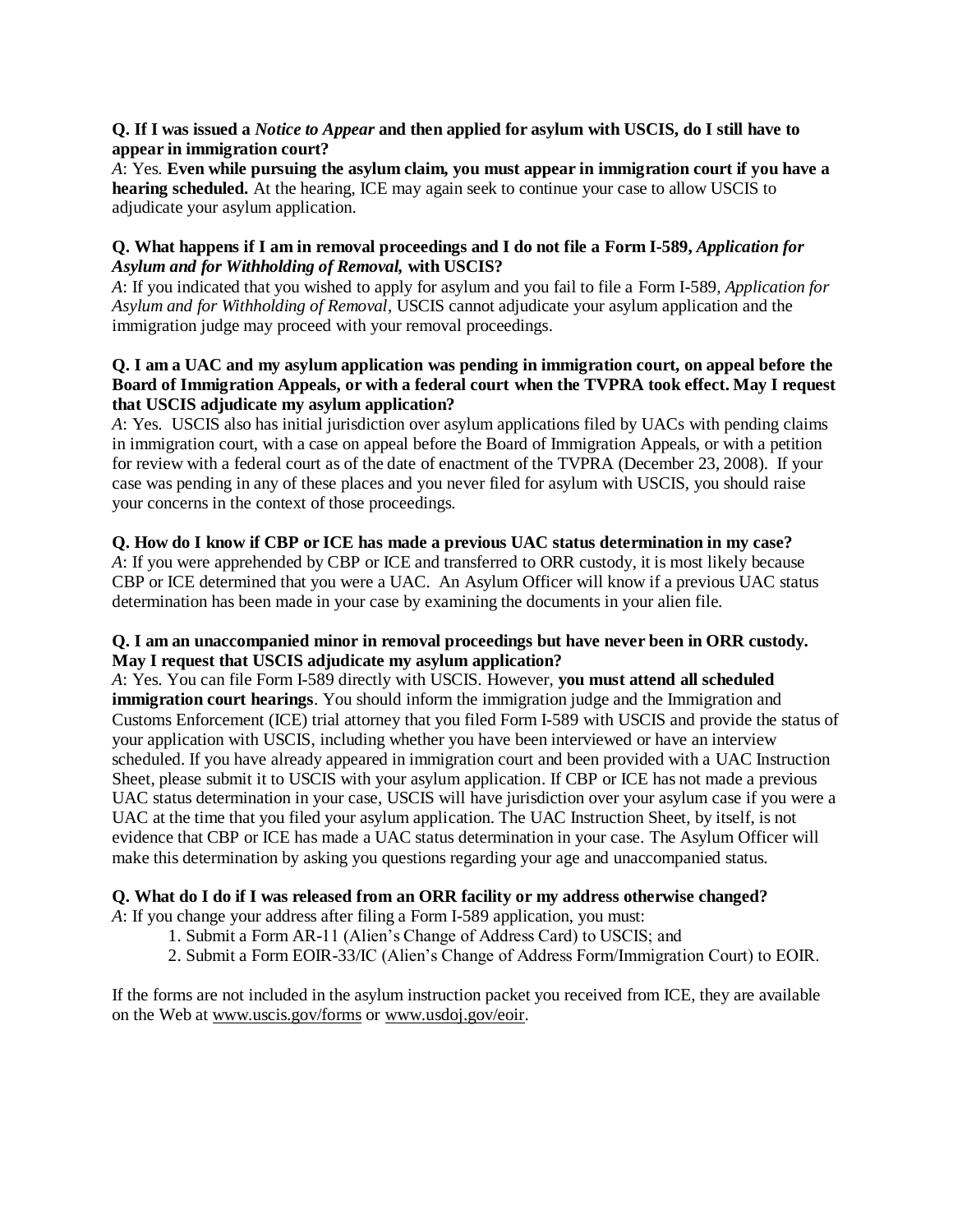**Q. If I was issued a *Notice to Appear* and then applied for asylum with USCIS, do I still have to appear in immigration court?**
*A*: Yes. **Even while pursuing the asylum claim, you must appear in immigration court if you have a hearing scheduled.** At the hearing, ICE may again seek to continue your case to allow USCIS to adjudicate your asylum application.

**Q. What happens if I am in removal proceedings and I do not file a Form I-589, *Application for Asylum and for Withholding of Removal,* with USCIS?**
*A*: If you indicated that you wished to apply for asylum and you fail to file a Form I-589, *Application for Asylum and for Withholding of Removal*, USCIS cannot adjudicate your asylum application and the immigration judge may proceed with your removal proceedings.

**Q. I am a UAC and my asylum application was pending in immigration court, on appeal before the Board of Immigration Appeals, or with a federal court when the TVPRA took effect. May I request that USCIS adjudicate my asylum application?**
*A*: Yes. USCIS also has initial jurisdiction over asylum applications filed by UACs with pending claims in immigration court, with a case on appeal before the Board of Immigration Appeals, or with a petition for review with a federal court as of the date of enactment of the TVPRA (December 23, 2008). If your case was pending in any of these places and you never filed for asylum with USCIS, you should raise your concerns in the context of those proceedings.

**Q. How do I know if CBP or ICE has made a previous UAC status determination in my case?**
*A*: If you were apprehended by CBP or ICE and transferred to ORR custody, it is most likely because CBP or ICE determined that you were a UAC. An Asylum Officer will know if a previous UAC status determination has been made in your case by examining the documents in your alien file.

**Q. I am an unaccompanied minor in removal proceedings but have never been in ORR custody. May I request that USCIS adjudicate my asylum application?**
*A*: Yes. You can file Form I-589 directly with USCIS. However, **you must attend all scheduled immigration court hearings**. You should inform the immigration judge and the Immigration and Customs Enforcement (ICE) trial attorney that you filed Form I-589 with USCIS and provide the status of your application with USCIS, including whether you have been interviewed or have an interview scheduled. If you have already appeared in immigration court and been provided with a UAC Instruction Sheet, please submit it to USCIS with your asylum application. If CBP or ICE has not made a previous UAC status determination in your case, USCIS will have jurisdiction over your asylum case if you were a UAC at the time that you filed your asylum application. The UAC Instruction Sheet, by itself, is not evidence that CBP or ICE has made a UAC status determination in your case. The Asylum Officer will make this determination by asking you questions regarding your age and unaccompanied status.

**Q. What do I do if I was released from an ORR facility or my address otherwise changed?**
*A*: If you change your address after filing a Form I-589 application, you must:

1. Submit a Form AR-11 (Alien's Change of Address Card) to USCIS; and
2. Submit a Form EOIR-33/IC (Alien's Change of Address Form/Immigration Court) to EOIR.

If the forms are not included in the asylum instruction packet you received from ICE, they are available on the Web at www.uscis.gov/forms or www.usdoj.gov/eoir.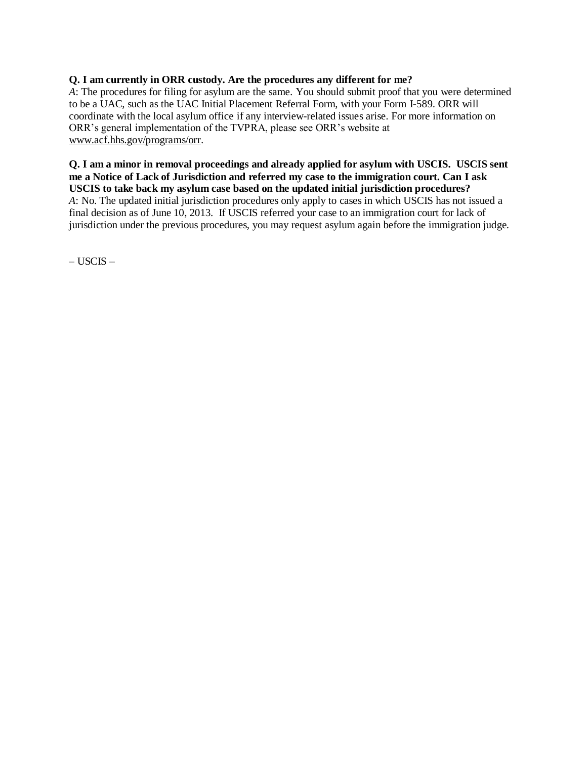**Q. I am currently in ORR custody. Are the procedures any different for me?**
*A*: The procedures for filing for asylum are the same. You should submit proof that you were determined to be a UAC, such as the UAC Initial Placement Referral Form, with your Form I-589. ORR will coordinate with the local asylum office if any interview-related issues arise. For more information on ORR's general implementation of the TVPRA, please see ORR's website at www.acf.hhs.gov/programs/orr.

**Q. I am a minor in removal proceedings and already applied for asylum with USCIS. USCIS sent me a Notice of Lack of Jurisdiction and referred my case to the immigration court. Can I ask USCIS to take back my asylum case based on the updated initial jurisdiction procedures?**
*A*: No. The updated initial jurisdiction procedures only apply to cases in which USCIS has not issued a final decision as of June 10, 2013. If USCIS referred your case to an immigration court for lack of jurisdiction under the previous procedures, you may request asylum again before the immigration judge.

– USCIS –